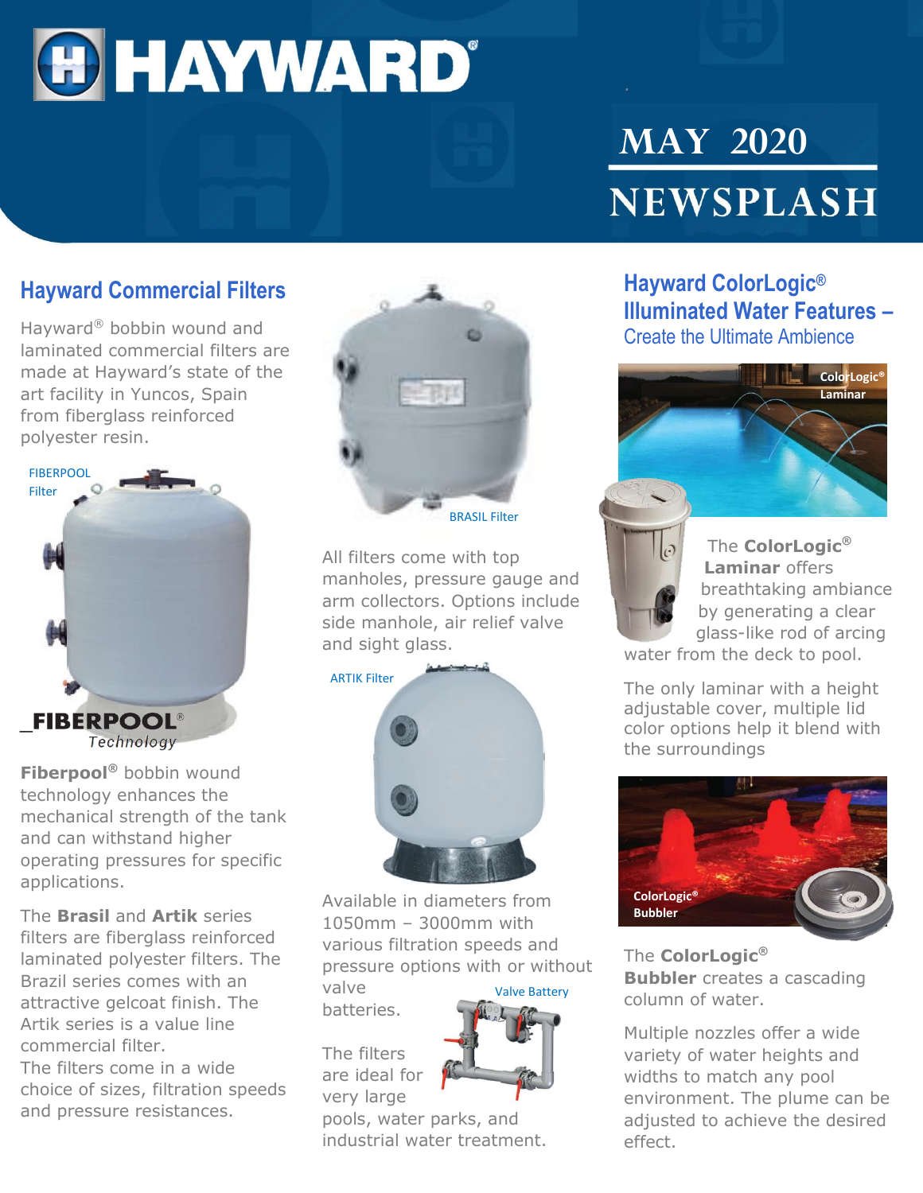# HAYWARD®

# MAY 2020

# NEWSPLASH

## Hayward Commercial Filters

Hayward® bobbin wound and laminated commercial filters are made at Hayward's state of the art facility in Yuncos, Spain from fiberglass reinforced polyester resin.

FIBERPOOL Filter

FIBERPOOL® Technology

**Fiberpool®** bobbin wound technology enhances the mechanical strength of the tank and can withstand higher operating pressures for specific applications.

The **Brasil** and **Artik** series filters are fiberglass reinforced laminated polyester filters. The Brazil series comes with an attractive gelcoat finish. The Artik series is a value line commercial filter.

The filters come in a wide choice of sizes, filtration speeds and pressure resistances.

BRASIL Filter

All filters come with top manholes, pressure gauge and arm collectors. Options include side manhole, air relief valve and sight glass.

ARTIK Filter

Available in diameters from 1050mm – 3000mm with various filtration speeds and pressure options with or without valve batteries.

Valve Battery

The filters are ideal for very large pools, water parks, and industrial water treatment.

## Hayward ColorLogic® Illuminated Water Features – Create the Ultimate Ambience

ColorLogic® Laminar

The **ColorLogic® Laminar** offers breathtaking ambiance by generating a clear glass-like rod of arcing water from the deck to pool.

The only laminar with a height adjustable cover, multiple lid color options help it blend with the surroundings

ColorLogic® Bubbler

The **ColorLogic® Bubbler** creates a cascading column of water.

Multiple nozzles offer a wide variety of water heights and widths to match any pool environment. The plume can be adjusted to achieve the desired effect.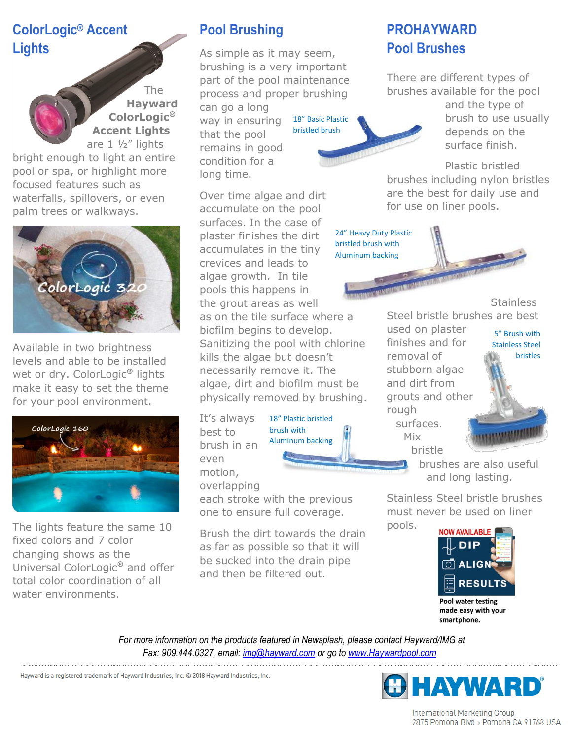## ColorLogic® Accent Lights

The **Hayward ColorLogic® Accent Lights** are 1 ½" lights bright enough to light an entire pool or spa, or highlight more focused features such as waterfalls, spillovers, or even palm trees or walkways.

ColorLogic 320

Available in two brightness levels and able to be installed wet or dry. ColorLogic® lights make it easy to set the theme for your pool environment.

ColorLogic 160

The lights feature the same 10 fixed colors and 7 color changing shows as the Universal ColorLogic® and offer total color coordination of all water environments.

## Pool Brushing

As simple as it may seem, brushing is a very important part of the pool maintenance process and proper brushing can go a long way in ensuring that the pool remains in good condition for a long time.

18" Basic Plastic bristled brush

Over time algae and dirt accumulate on the pool surfaces. In the case of plaster finishes the dirt accumulates in the tiny crevices and leads to algae growth. In tile pools this happens in the grout areas as well as on the tile surface where a biofilm begins to develop. Sanitizing the pool with chlorine kills the algae but doesn't necessarily remove it. The algae, dirt and biofilm must be physically removed by brushing.

It's always best to brush in an even motion, overlapping each stroke with the previous one to ensure full coverage.

18" Plastic bristled brush with Aluminum backing

Brush the dirt towards the drain as far as possible so that it will be sucked into the drain pipe and then be filtered out.

## PROHAYWARD Pool Brushes

There are different types of brushes available for the pool and the type of brush to use usually depends on the surface finish.

Plastic bristled brushes including nylon bristles are the best for daily use and for use on liner pools.

24" Heavy Duty Plastic bristled brush with Aluminum backing

Stainless Steel bristle brushes are best used on plaster finishes and for removal of stubborn algae and dirt from grouts and other rough surfaces. Mix bristle brushes are also useful and long lasting.

5" Brush with Stainless Steel bristles

Stainless Steel bristle brushes must never be used on liner pools.

NOW AVAILABLE

DIP

ALIGN

RESULTS

**Pool water testing made easy with your smartphone.**

*For more information on the products featured in Newsplash, please contact Hayward/IMG at Fax: 909.444.0327, email: img@hayward.com or go to www.Haywardpool.com*

Hayward is a registered trademark of Hayward Industries, Inc. © 2018 Hayward Industries, Inc.

HAYWARD®

International Marketing Group
2875 Pomona Blvd » Pomona CA 91768 USA